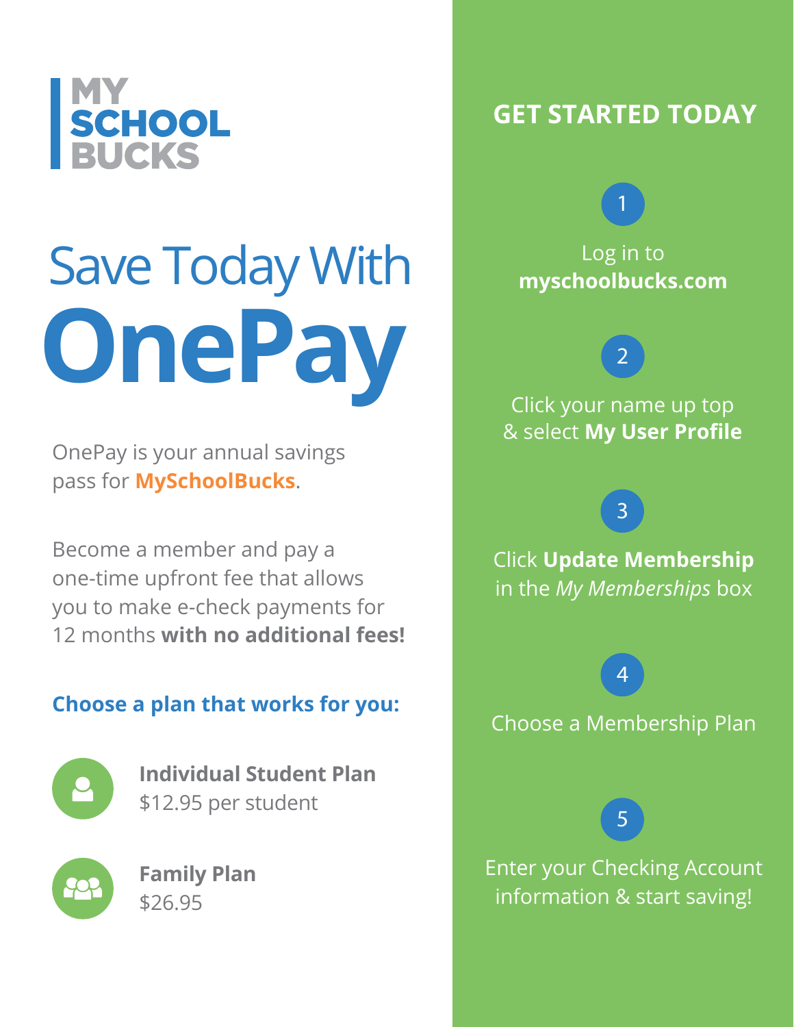# MY SCHOOL BUCKS

# Save Today With OnePay

OnePay is your annual savings pass for **MySchoolBucks**.

Become a member and pay a one-time upfront fee that allows you to make e-check payments for 12 months **with no additional fees!**

### Choose a plan that works for you:

**Individual Student Plan**
$12.95 per student

**Family Plan**
$26.95

## GET STARTED TODAY

1. Log in to **myschoolbucks.com**
2. Click your name up top & select **My User Profile**
3. Click **Update Membership** in the *My Memberships* box
4. Choose a Membership Plan
5. Enter your Checking Account information & start saving!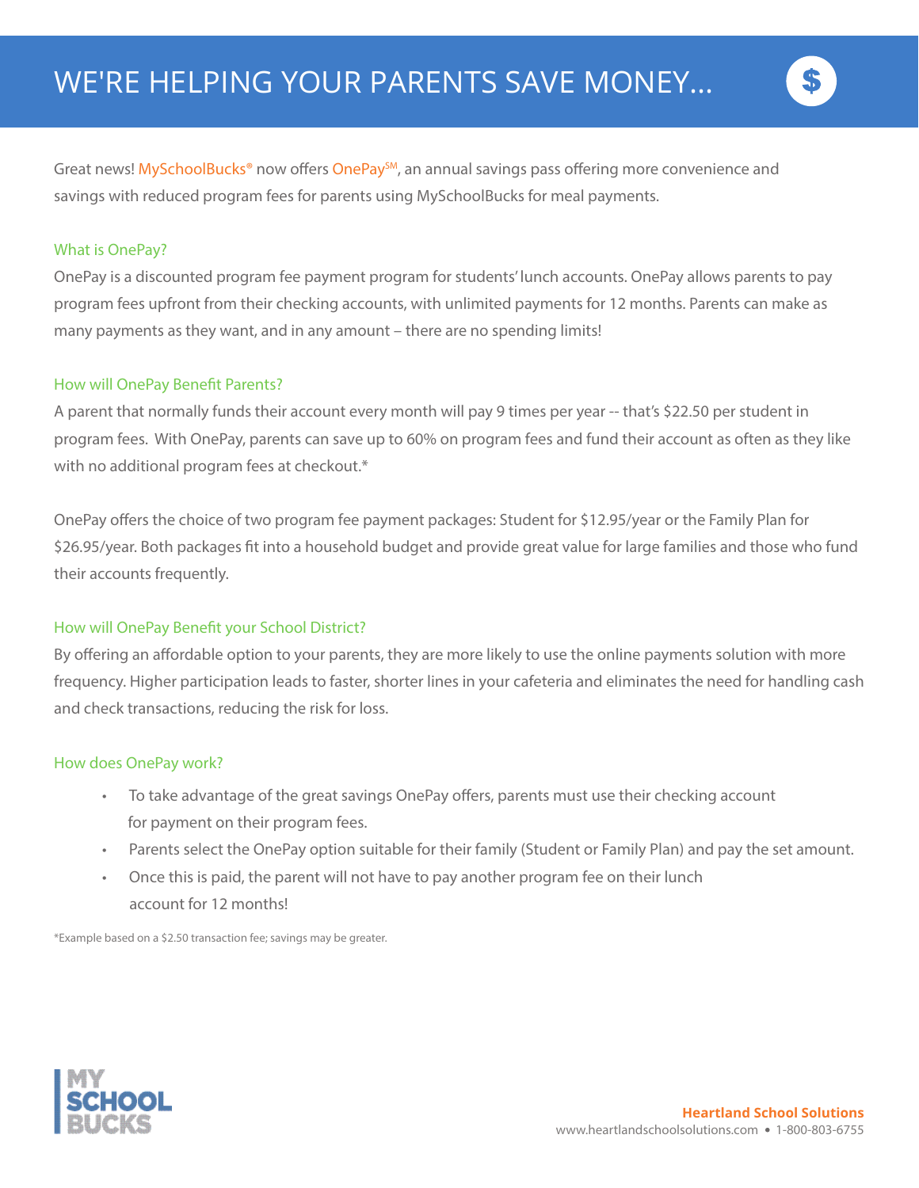# WE'RE HELPING YOUR PARENTS SAVE MONEY...

Great news! MySchoolBucks® now offers OnePay℠, an annual savings pass offering more convenience and savings with reduced program fees for parents using MySchoolBucks for meal payments.

## What is OnePay?

OnePay is a discounted program fee payment program for students' lunch accounts. OnePay allows parents to pay program fees upfront from their checking accounts, with unlimited payments for 12 months. Parents can make as many payments as they want, and in any amount – there are no spending limits!

## How will OnePay Benefit Parents?

A parent that normally funds their account every month will pay 9 times per year -- that's $22.50 per student in program fees. With OnePay, parents can save up to 60% on program fees and fund their account as often as they like with no additional program fees at checkout.*

OnePay offers the choice of two program fee payment packages: Student for $12.95/year or the Family Plan for $26.95/year. Both packages fit into a household budget and provide great value for large families and those who fund their accounts frequently.

## How will OnePay Benefit your School District?

By offering an affordable option to your parents, they are more likely to use the online payments solution with more frequency. Higher participation leads to faster, shorter lines in your cafeteria and eliminates the need for handling cash and check transactions, reducing the risk for loss.

## How does OnePay work?

- To take advantage of the great savings OnePay offers, parents must use their checking account for payment on their program fees.
- Parents select the OnePay option suitable for their family (Student or Family Plan) and pay the set amount.
- Once this is paid, the parent will not have to pay another program fee on their lunch account for 12 months!

*Example based on a $2.50 transaction fee; savings may be greater.

MY SCHOOL BUCKS

**Heartland School Solutions**
www.heartlandschoolsolutions.com • 1-800-803-6755